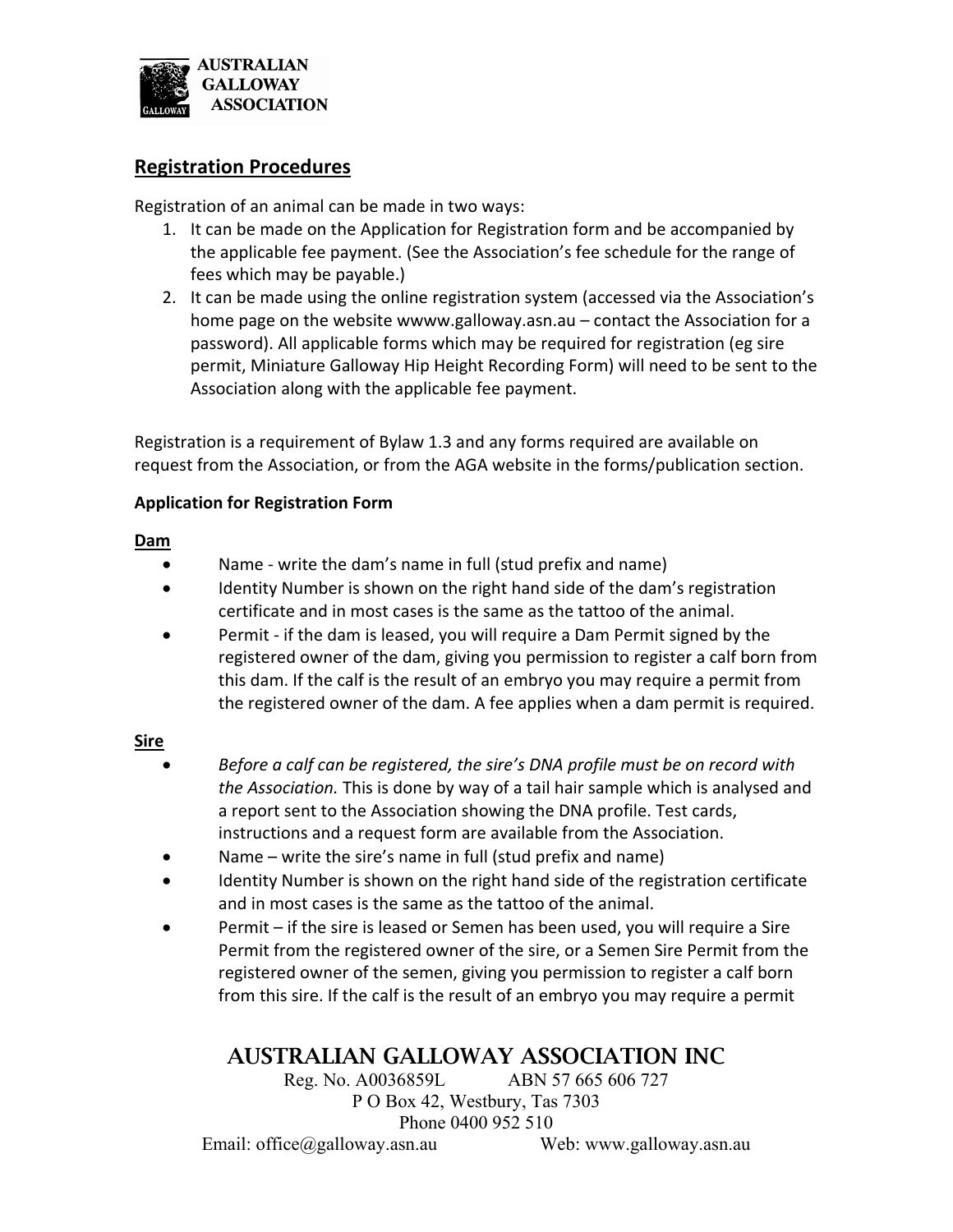AUSTRALIAN GALLOWAY ASSOCIATION

## Registration Procedures

Registration of an animal can be made in two ways:

1. It can be made on the Application for Registration form and be accompanied by the applicable fee payment. (See the Association's fee schedule for the range of fees which may be payable.)
2. It can be made using the online registration system (accessed via the Association's home page on the website wwww.galloway.asn.au – contact the Association for a password). All applicable forms which may be required for registration (eg sire permit, Miniature Galloway Hip Height Recording Form) will need to be sent to the Association along with the applicable fee payment.

Registration is a requirement of Bylaw 1.3 and any forms required are available on request from the Association, or from the AGA website in the forms/publication section.

**Application for Registration Form**

**Dam**

- Name - write the dam's name in full (stud prefix and name)
- Identity Number is shown on the right hand side of the dam's registration certificate and in most cases is the same as the tattoo of the animal.
- Permit - if the dam is leased, you will require a Dam Permit signed by the registered owner of the dam, giving you permission to register a calf born from this dam. If the calf is the result of an embryo you may require a permit from the registered owner of the dam. A fee applies when a dam permit is required.

**Sire**

- *Before a calf can be registered, the sire's DNA profile must be on record with the Association.* This is done by way of a tail hair sample which is analysed and a report sent to the Association showing the DNA profile. Test cards, instructions and a request form are available from the Association.
- Name – write the sire's name in full (stud prefix and name)
- Identity Number is shown on the right hand side of the registration certificate and in most cases is the same as the tattoo of the animal.
- Permit – if the sire is leased or Semen has been used, you will require a Sire Permit from the registered owner of the sire, or a Semen Sire Permit from the registered owner of the semen, giving you permission to register a calf born from this sire. If the calf is the result of an embryo you may require a permit

AUSTRALIAN GALLOWAY ASSOCIATION INC
Reg. No. A0036859L ABN 57 665 606 727
P O Box 42, Westbury, Tas 7303
Phone 0400 952 510
Email: office@galloway.asn.au Web: www.galloway.asn.au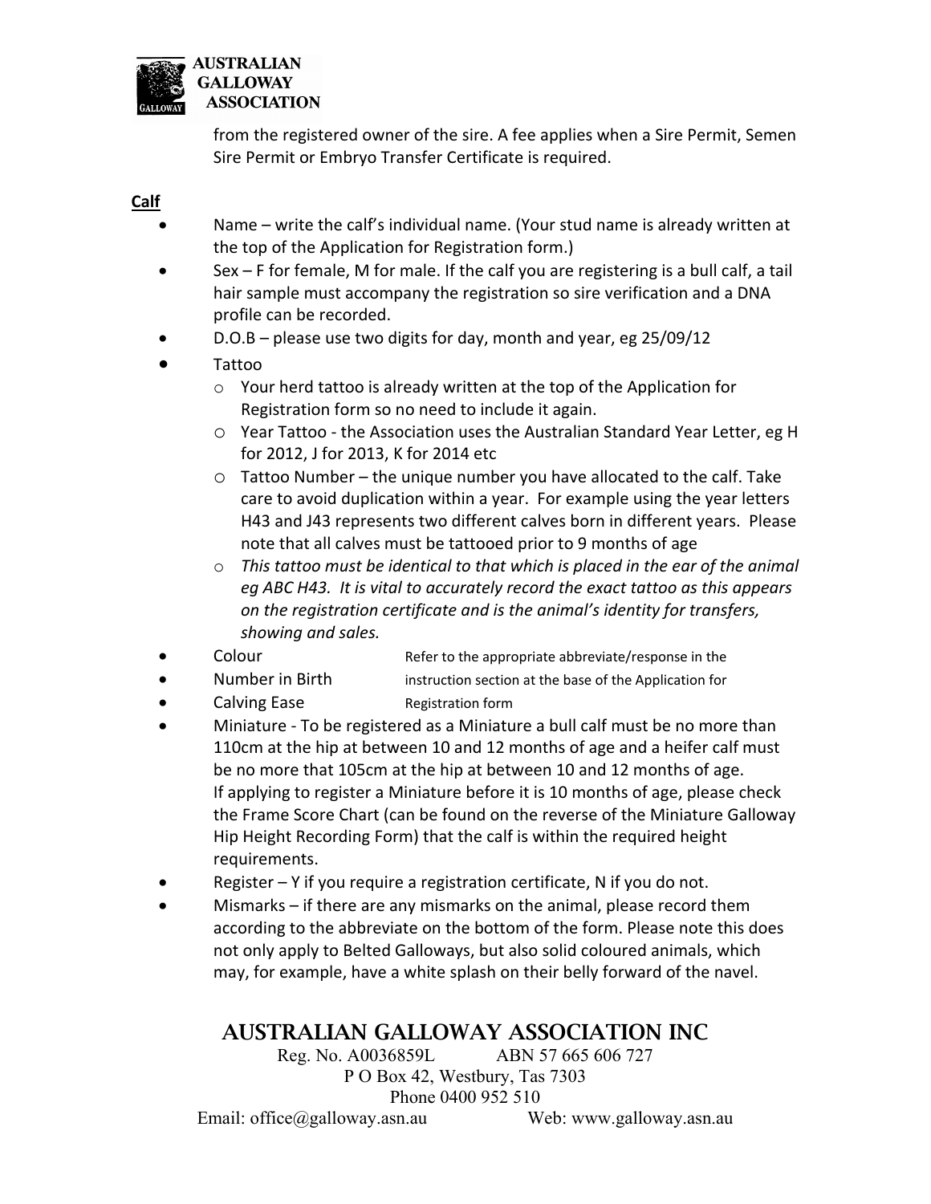from the registered owner of the sire. A fee applies when a Sire Permit, Semen Sire Permit or Embryo Transfer Certificate is required.

**Calf**

- Name – write the calf's individual name. (Your stud name is already written at the top of the Application for Registration form.)
- Sex – F for female, M for male. If the calf you are registering is a bull calf, a tail hair sample must accompany the registration so sire verification and a DNA profile can be recorded.
- D.O.B – please use two digits for day, month and year, eg 25/09/12
- Tattoo
  - Your herd tattoo is already written at the top of the Application for Registration form so no need to include it again.
  - Year Tattoo - the Association uses the Australian Standard Year Letter, eg H for 2012, J for 2013, K for 2014 etc
  - Tattoo Number – the unique number you have allocated to the calf. Take care to avoid duplication within a year. For example using the year letters H43 and J43 represents two different calves born in different years. Please note that all calves must be tattooed prior to 9 months of age
  - *This tattoo must be identical to that which is placed in the ear of the animal eg ABC H43. It is vital to accurately record the exact tattoo as this appears on the registration certificate and is the animal's identity for transfers, showing and sales.*
- Colour — Refer to the appropriate abbreviate/response in the
- Number in Birth — instruction section at the base of the Application for
- Calving Ease — Registration form
- Miniature - To be registered as a Miniature a bull calf must be no more than 110cm at the hip at between 10 and 12 months of age and a heifer calf must be no more that 105cm at the hip at between 10 and 12 months of age. If applying to register a Miniature before it is 10 months of age, please check the Frame Score Chart (can be found on the reverse of the Miniature Galloway Hip Height Recording Form) that the calf is within the required height requirements.
- Register – Y if you require a registration certificate, N if you do not.
- Mismarks – if there are any mismarks on the animal, please record them according to the abbreviate on the bottom of the form. Please note this does not only apply to Belted Galloways, but also solid coloured animals, which may, for example, have a white splash on their belly forward of the navel.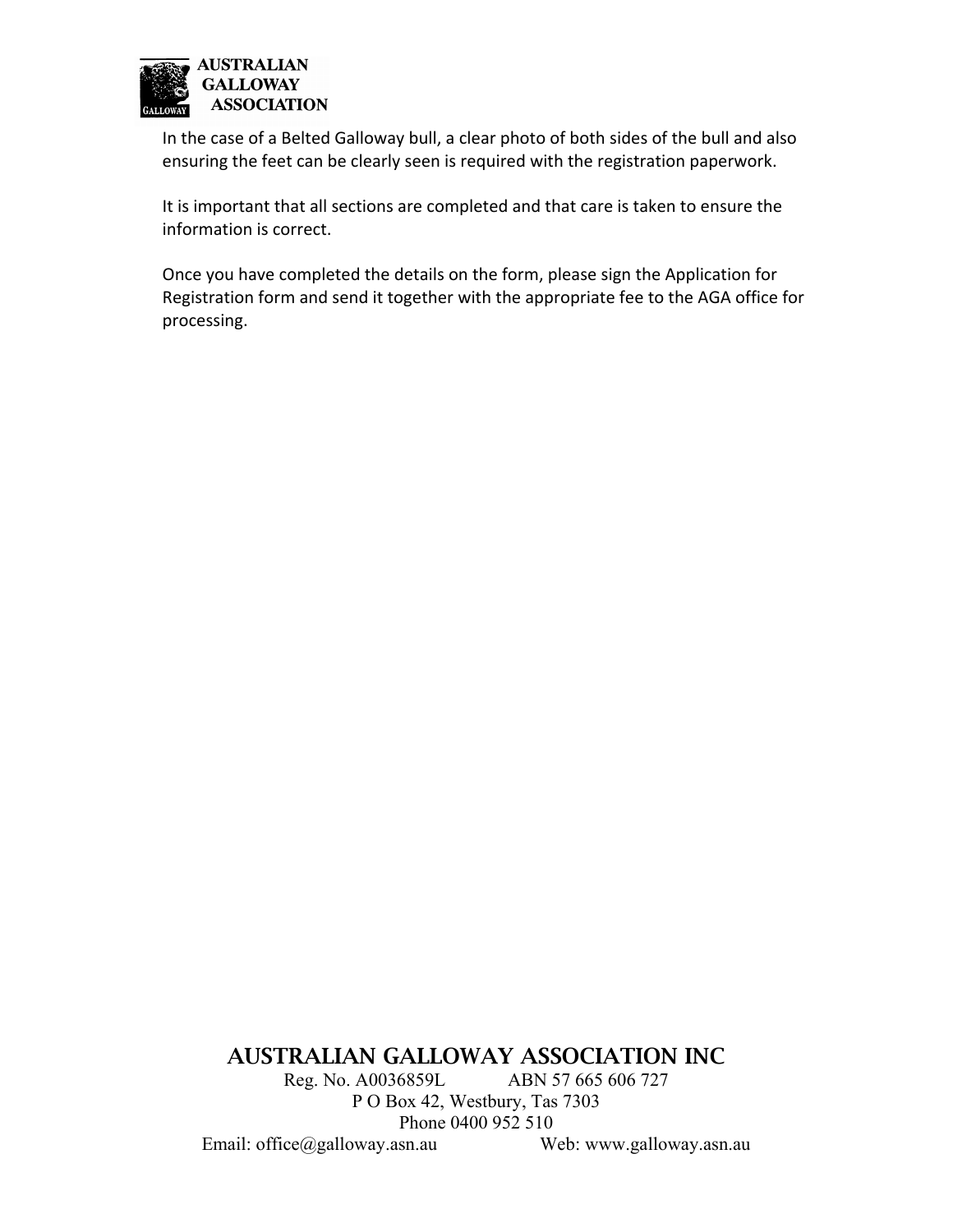In the case of a Belted Galloway bull, a clear photo of both sides of the bull and also ensuring the feet can be clearly seen is required with the registration paperwork.

It is important that all sections are completed and that care is taken to ensure the information is correct.

Once you have completed the details on the form, please sign the Application for Registration form and send it together with the appropriate fee to the AGA office for processing.

**AUSTRALIAN GALLOWAY ASSOCIATION INC**

Reg. No. A0036859L ABN 57 665 606 727

P O Box 42, Westbury, Tas 7303

Phone 0400 952 510

Email: office@galloway.asn.au Web: www.galloway.asn.au